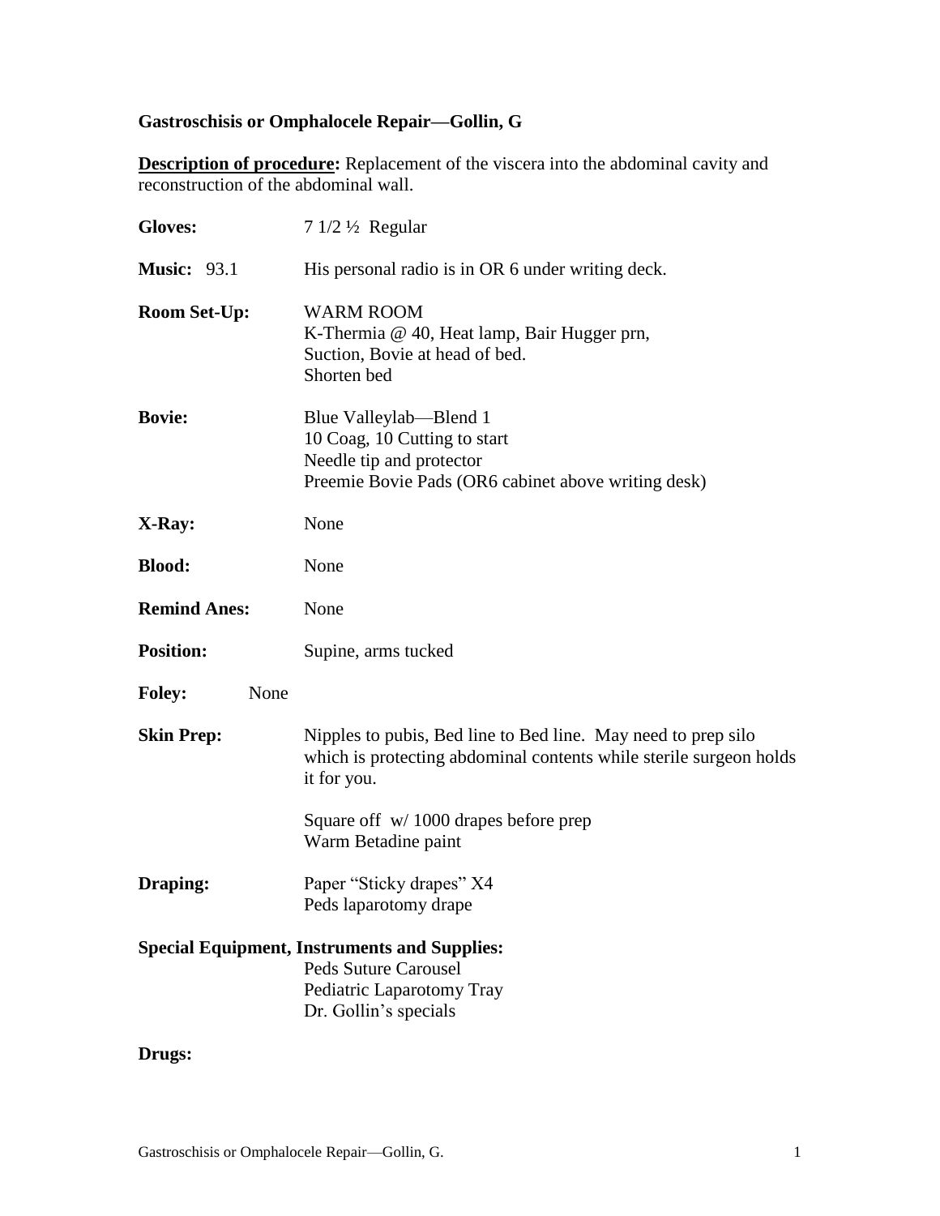# Gastroschisis or Omphalocele Repair—Gollin, G

**Description of procedure:** Replacement of the viscera into the abdominal cavity and reconstruction of the abdominal wall.

**Gloves:** 7 1/2 ½ Regular

**Music:** 93.1 His personal radio is in OR 6 under writing deck.

**Room Set-Up:**
WARM ROOM
K-Thermia @ 40, Heat lamp, Bair Hugger prn,
Suction, Bovie at head of bed.
Shorten bed

**Bovie:**
Blue Valleylab—Blend 1
10 Coag, 10 Cutting to start
Needle tip and protector
Preemie Bovie Pads (OR6 cabinet above writing desk)

**X-Ray:** None

**Blood:** None

**Remind Anes:** None

**Position:** Supine, arms tucked

**Foley:** None

**Skin Prep:**
Nipples to pubis, Bed line to Bed line. May need to prep silo which is protecting abdominal contents while sterile surgeon holds it for you.

Square off w/ 1000 drapes before prep
Warm Betadine paint

**Draping:**
Paper "Sticky drapes" X4
Peds laparotomy drape

**Special Equipment, Instruments and Supplies:**
Peds Suture Carousel
Pediatric Laparotomy Tray
Dr. Gollin's specials

**Drugs:**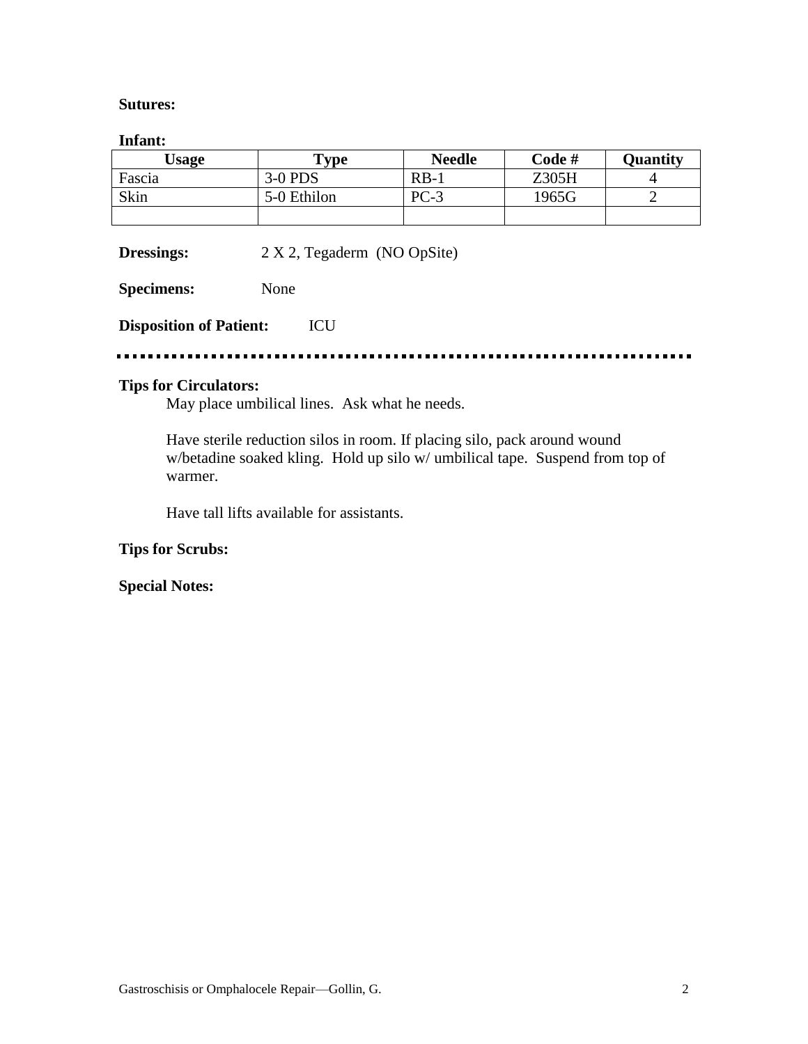**Sutures:**

**Infant:**

| Usage | Type | Needle | Code # | Quantity |
|---|---|---|---|---|
| Fascia | 3-0 PDS | RB-1 | Z305H | 4 |
| Skin | 5-0 Ethilon | PC-3 | 1965G | 2 |
| | | | | |

**Dressings:** 2 X 2, Tegaderm (NO OpSite)

**Specimens:** None

**Disposition of Patient:** ICU

---

**Tips for Circulators:**

May place umbilical lines. Ask what he needs.

Have sterile reduction silos in room. If placing silo, pack around wound w/betadine soaked kling. Hold up silo w/ umbilical tape. Suspend from top of warmer.

Have tall lifts available for assistants.

**Tips for Scrubs:**

**Special Notes:**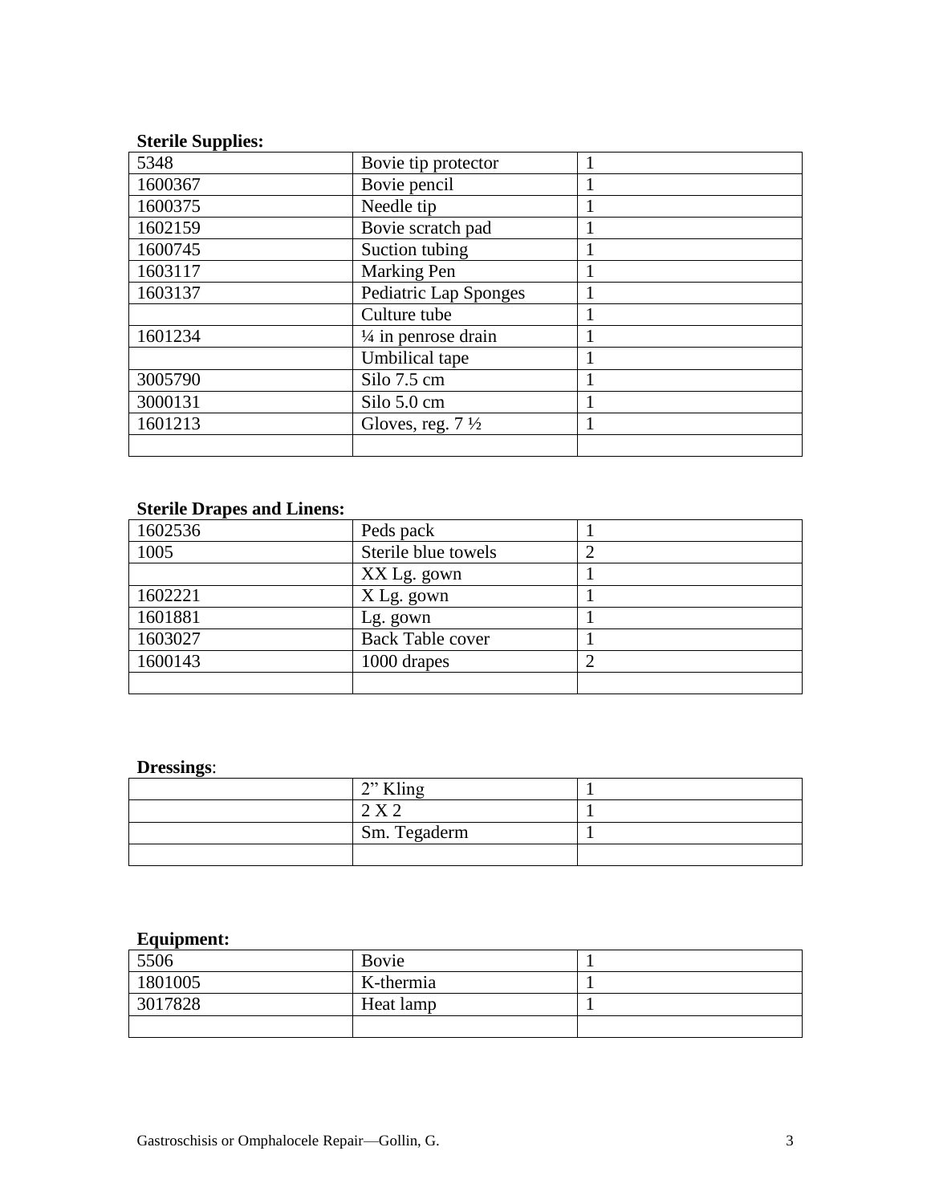**Sterile Supplies:**

| | | |
|---|---|---|
| 5348 | Bovie tip protector | 1 |
| 1600367 | Bovie pencil | 1 |
| 1600375 | Needle tip | 1 |
| 1602159 | Bovie scratch pad | 1 |
| 1600745 | Suction tubing | 1 |
| 1603117 | Marking Pen | 1 |
| 1603137 | Pediatric Lap Sponges | 1 |
| | Culture tube | 1 |
| 1601234 | ¼ in penrose drain | 1 |
| | Umbilical tape | 1 |
| 3005790 | Silo 7.5 cm | 1 |
| 3000131 | Silo 5.0 cm | 1 |
| 1601213 | Gloves, reg. 7 ½ | 1 |
| | | |

**Sterile Drapes and Linens:**

| | | |
|---|---|---|
| 1602536 | Peds pack | 1 |
| 1005 | Sterile blue towels | 2 |
| | XX Lg. gown | 1 |
| 1602221 | X Lg. gown | 1 |
| 1601881 | Lg. gown | 1 |
| 1603027 | Back Table cover | 1 |
| 1600143 | 1000 drapes | 2 |
| | | |

**Dressings**:

| | | |
|---|---|---|
| | 2" Kling | 1 |
| | 2 X 2 | 1 |
| | Sm. Tegaderm | 1 |
| | | |

**Equipment:**

| | | |
|---|---|---|
| 5506 | Bovie | 1 |
| 1801005 | K-thermia | 1 |
| 3017828 | Heat lamp | 1 |
| | | |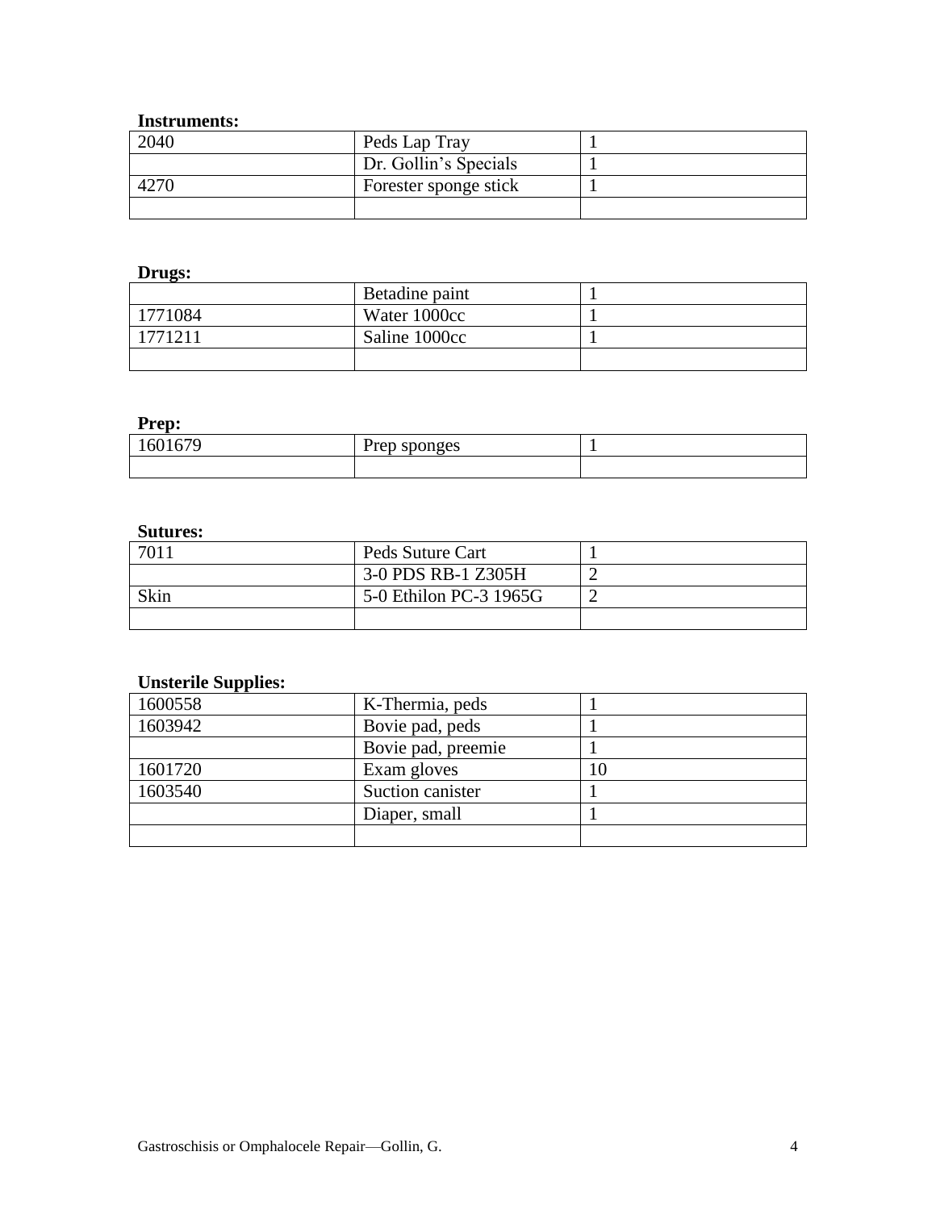**Instruments:**

| | | |
|---|---|---|
| 2040 | Peds Lap Tray | 1 |
| | Dr. Gollin's Specials | 1 |
| 4270 | Forester sponge stick | 1 |
| | | |

**Drugs:**

| | | |
|---|---|---|
| | Betadine paint | 1 |
| 1771084 | Water 1000cc | 1 |
| 1771211 | Saline 1000cc | 1 |
| | | |

**Prep:**

| | | |
|---|---|---|
| 1601679 | Prep sponges | 1 |
| | | |

**Sutures:**

| | | |
|---|---|---|
| 7011 | Peds Suture Cart | 1 |
| | 3-0 PDS RB-1 Z305H | 2 |
| Skin | 5-0 Ethilon PC-3 1965G | 2 |
| | | |

**Unsterile Supplies:**

| | | |
|---|---|---|
| 1600558 | K-Thermia, peds | 1 |
| 1603942 | Bovie pad, peds | 1 |
| | Bovie pad, preemie | 1 |
| 1601720 | Exam gloves | 10 |
| 1603540 | Suction canister | 1 |
| | Diaper, small | 1 |
| | | |